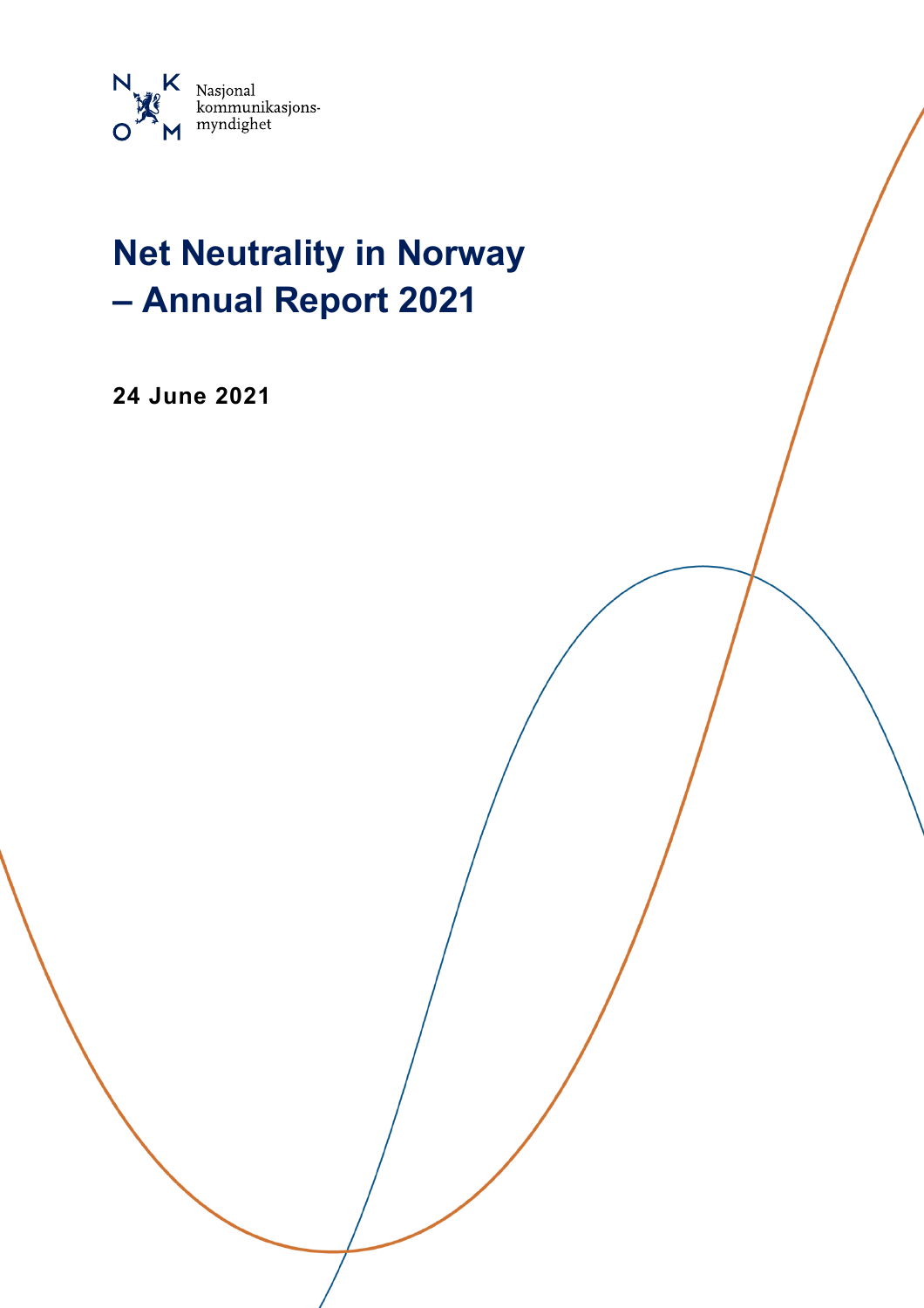Nasjonal kommunikasjonsmyndighet

# Net Neutrality in Norway – Annual Report 2021

**24 June 2021**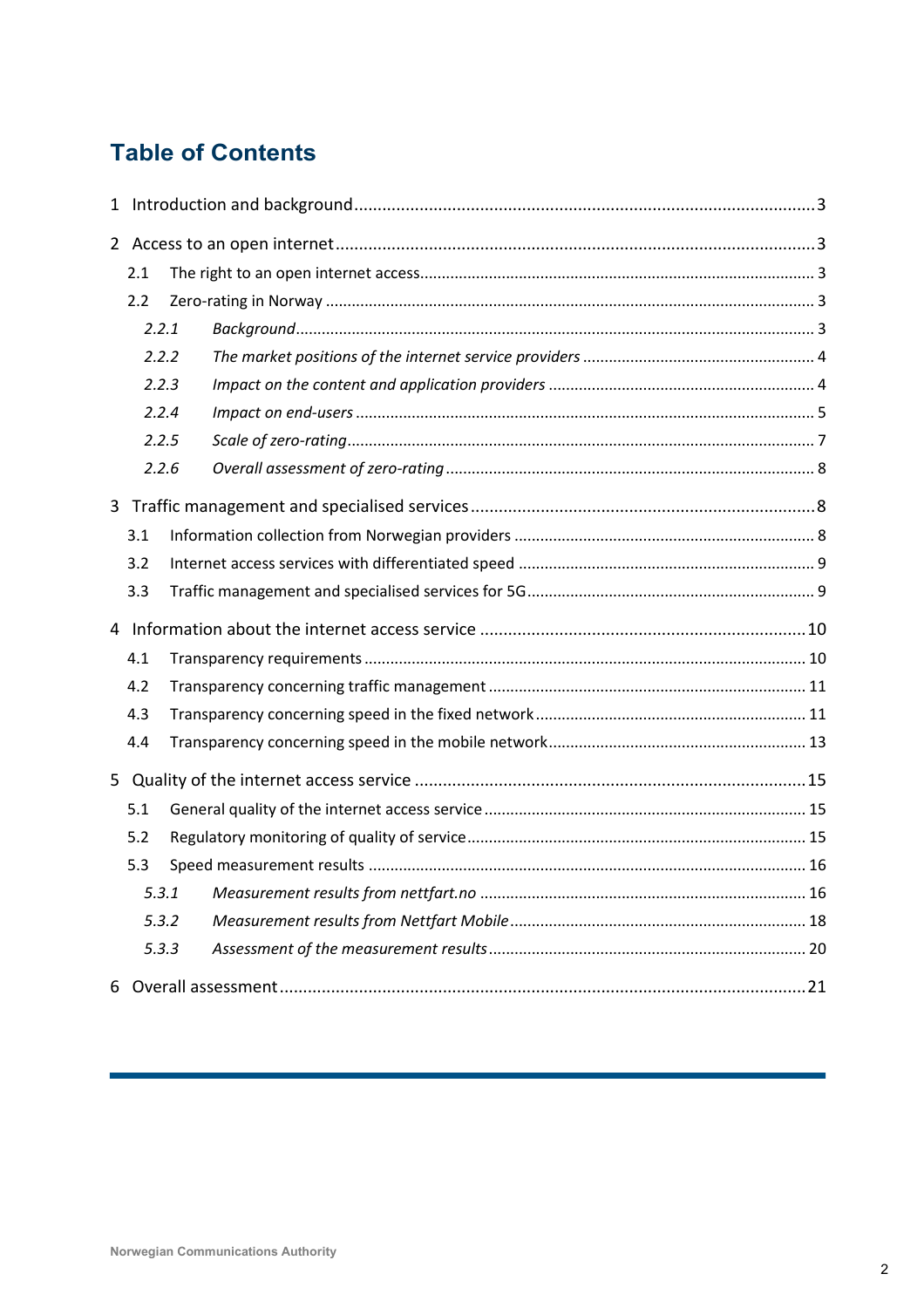# Table of Contents

1 Introduction and background ... 3

2 Access to an open internet ... 3

- 2.1 The right to an open internet access ... 3
- 2.2 Zero-rating in Norway ... 3
  - *2.2.1 Background ... 3*
  - *2.2.2 The market positions of the internet service providers ... 4*
  - *2.2.3 Impact on the content and application providers ... 4*
  - *2.2.4 Impact on end-users ... 5*
  - *2.2.5 Scale of zero-rating ... 7*
  - *2.2.6 Overall assessment of zero-rating ... 8*

3 Traffic management and specialised services ... 8

- 3.1 Information collection from Norwegian providers ... 8
- 3.2 Internet access services with differentiated speed ... 9
- 3.3 Traffic management and specialised services for 5G ... 9

4 Information about the internet access service ... 10

- 4.1 Transparency requirements ... 10
- 4.2 Transparency concerning traffic management ... 11
- 4.3 Transparency concerning speed in the fixed network ... 11
- 4.4 Transparency concerning speed in the mobile network ... 13

5 Quality of the internet access service ... 15

- 5.1 General quality of the internet access service ... 15
- 5.2 Regulatory monitoring of quality of service ... 15
- 5.3 Speed measurement results ... 16
  - *5.3.1 Measurement results from nettfart.no ... 16*
  - *5.3.2 Measurement results from Nettfart Mobile ... 18*
  - *5.3.3 Assessment of the measurement results ... 20*

6 Overall assessment ... 21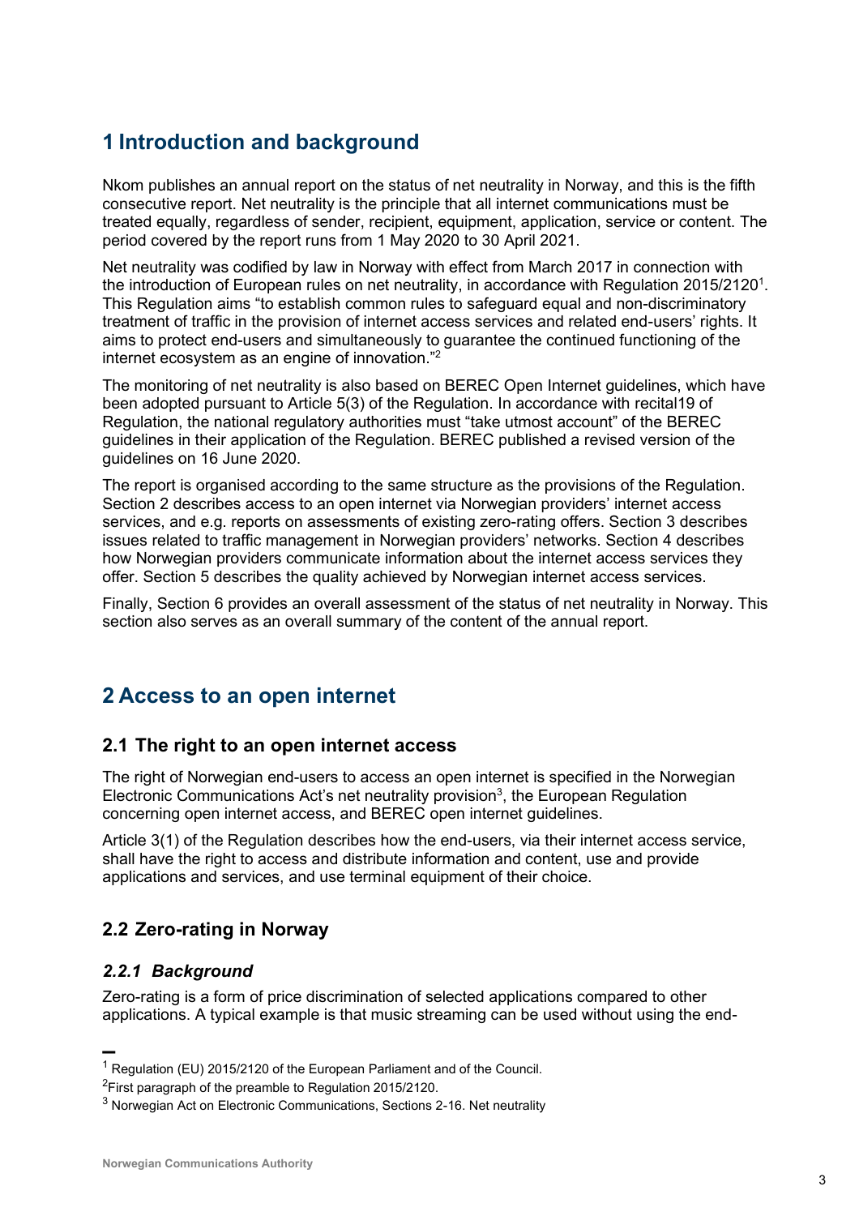# 1 Introduction and background

Nkom publishes an annual report on the status of net neutrality in Norway, and this is the fifth consecutive report. Net neutrality is the principle that all internet communications must be treated equally, regardless of sender, recipient, equipment, application, service or content. The period covered by the report runs from 1 May 2020 to 30 April 2021.

Net neutrality was codified by law in Norway with effect from March 2017 in connection with the introduction of European rules on net neutrality, in accordance with Regulation 2015/2120[1]. This Regulation aims "to establish common rules to safeguard equal and non-discriminatory treatment of traffic in the provision of internet access services and related end-users' rights. It aims to protect end-users and simultaneously to guarantee the continued functioning of the internet ecosystem as an engine of innovation."[2]

The monitoring of net neutrality is also based on BEREC Open Internet guidelines, which have been adopted pursuant to Article 5(3) of the Regulation. In accordance with recital19 of Regulation, the national regulatory authorities must "take utmost account" of the BEREC guidelines in their application of the Regulation. BEREC published a revised version of the guidelines on 16 June 2020.

The report is organised according to the same structure as the provisions of the Regulation. Section 2 describes access to an open internet via Norwegian providers' internet access services, and e.g. reports on assessments of existing zero-rating offers. Section 3 describes issues related to traffic management in Norwegian providers' networks. Section 4 describes how Norwegian providers communicate information about the internet access services they offer. Section 5 describes the quality achieved by Norwegian internet access services.

Finally, Section 6 provides an overall assessment of the status of net neutrality in Norway. This section also serves as an overall summary of the content of the annual report.

# 2 Access to an open internet

## 2.1 The right to an open internet access

The right of Norwegian end-users to access an open internet is specified in the Norwegian Electronic Communications Act's net neutrality provision[3], the European Regulation concerning open internet access, and BEREC open internet guidelines.

Article 3(1) of the Regulation describes how the end-users, via their internet access service, shall have the right to access and distribute information and content, use and provide applications and services, and use terminal equipment of their choice.

## 2.2 Zero-rating in Norway

### *2.2.1 Background*

Zero-rating is a form of price discrimination of selected applications compared to other applications. A typical example is that music streaming can be used without using the end-

---

[1] Regulation (EU) 2015/2120 of the European Parliament and of the Council.

[2] First paragraph of the preamble to Regulation 2015/2120.

[3] Norwegian Act on Electronic Communications, Sections 2-16. Net neutrality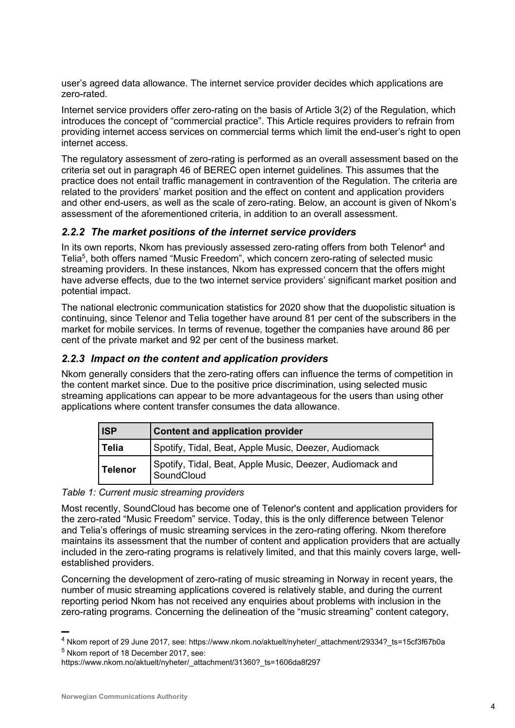user's agreed data allowance. The internet service provider decides which applications are zero-rated.

Internet service providers offer zero-rating on the basis of Article 3(2) of the Regulation, which introduces the concept of "commercial practice". This Article requires providers to refrain from providing internet access services on commercial terms which limit the end-user's right to open internet access.

The regulatory assessment of zero-rating is performed as an overall assessment based on the criteria set out in paragraph 46 of BEREC open internet guidelines. This assumes that the practice does not entail traffic management in contravention of the Regulation. The criteria are related to the providers' market position and the effect on content and application providers and other end-users, as well as the scale of zero-rating. Below, an account is given of Nkom's assessment of the aforementioned criteria, in addition to an overall assessment.

### *2.2.2 The market positions of the internet service providers*

In its own reports, Nkom has previously assessed zero-rating offers from both Telenor[4] and Telia[5], both offers named "Music Freedom", which concern zero-rating of selected music streaming providers. In these instances, Nkom has expressed concern that the offers might have adverse effects, due to the two internet service providers' significant market position and potential impact.

The national electronic communication statistics for 2020 show that the duopolistic situation is continuing, since Telenor and Telia together have around 81 per cent of the subscribers in the market for mobile services. In terms of revenue, together the companies have around 86 per cent of the private market and 92 per cent of the business market.

### *2.2.3 Impact on the content and application providers*

Nkom generally considers that the zero-rating offers can influence the terms of competition in the content market since. Due to the positive price discrimination, using selected music streaming applications can appear to be more advantageous for the users than using other applications where content transfer consumes the data allowance.

| ISP | Content and application provider |
|---|---|
| Telia | Spotify, Tidal, Beat, Apple Music, Deezer, Audiomack |
| Telenor | Spotify, Tidal, Beat, Apple Music, Deezer, Audiomack and SoundCloud |

*Table 1: Current music streaming providers*

Most recently, SoundCloud has become one of Telenor's content and application providers for the zero-rated "Music Freedom" service. Today, this is the only difference between Telenor and Telia's offerings of music streaming services in the zero-rating offering. Nkom therefore maintains its assessment that the number of content and application providers that are actually included in the zero-rating programs is relatively limited, and that this mainly covers large, well-established providers.

Concerning the development of zero-rating of music streaming in Norway in recent years, the number of music streaming applications covered is relatively stable, and during the current reporting period Nkom has not received any enquiries about problems with inclusion in the zero-rating programs. Concerning the delineation of the "music streaming" content category,

---

[4] Nkom report of 29 June 2017, see: https://www.nkom.no/aktuelt/nyheter/_attachment/29334?_ts=15cf3f67b0a

[5] Nkom report of 18 December 2017, see: https://www.nkom.no/aktuelt/nyheter/_attachment/31360?_ts=1606da8f297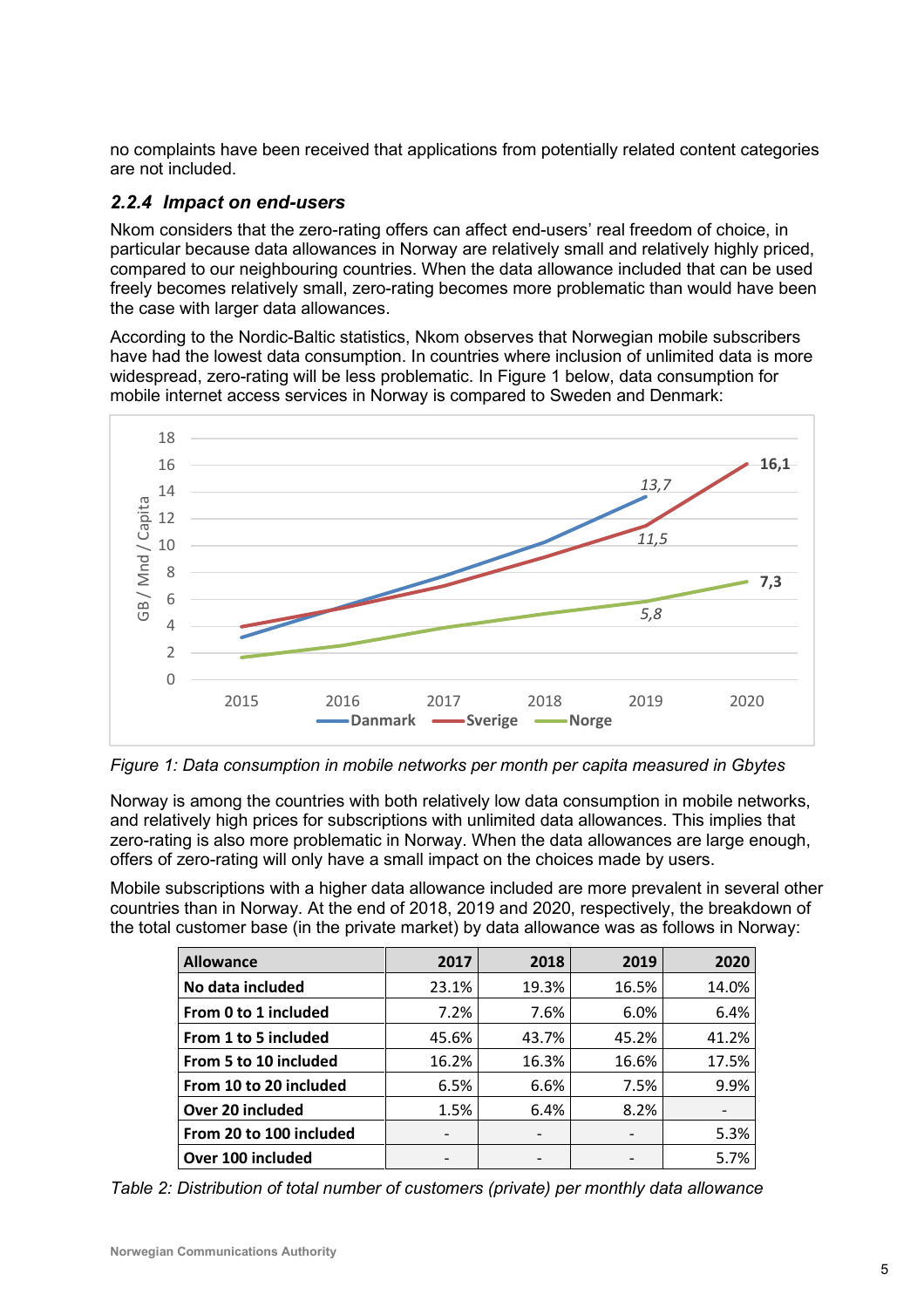no complaints have been received that applications from potentially related content categories are not included.

### 2.2.4 Impact on end-users

Nkom considers that the zero-rating offers can affect end-users' real freedom of choice, in particular because data allowances in Norway are relatively small and relatively highly priced, compared to our neighbouring countries. When the data allowance included that can be used freely becomes relatively small, zero-rating becomes more problematic than would have been the case with larger data allowances.

According to the Nordic-Baltic statistics, Nkom observes that Norwegian mobile subscribers have had the lowest data consumption. In countries where inclusion of unlimited data is more widespread, zero-rating will be less problematic. In Figure 1 below, data consumption for mobile internet access services in Norway is compared to Sweden and Denmark:

*Figure 1: Data consumption in mobile networks per month per capita measured in Gbytes*

Norway is among the countries with both relatively low data consumption in mobile networks, and relatively high prices for subscriptions with unlimited data allowances. This implies that zero-rating is also more problematic in Norway. When the data allowances are large enough, offers of zero-rating will only have a small impact on the choices made by users.

Mobile subscriptions with a higher data allowance included are more prevalent in several other countries than in Norway. At the end of 2018, 2019 and 2020, respectively, the breakdown of the total customer base (in the private market) by data allowance was as follows in Norway:

| Allowance | 2017 | 2018 | 2019 | 2020 |
|---|---|---|---|---|
| No data included | 23.1% | 19.3% | 16.5% | 14.0% |
| From 0 to 1 included | 7.2% | 7.6% | 6.0% | 6.4% |
| From 1 to 5 included | 45.6% | 43.7% | 45.2% | 41.2% |
| From 5 to 10 included | 16.2% | 16.3% | 16.6% | 17.5% |
| From 10 to 20 included | 6.5% | 6.6% | 7.5% | 9.9% |
| Over 20 included | 1.5% | 6.4% | 8.2% | - |
| From 20 to 100 included | - | - | - | 5.3% |
| Over 100 included | - | - | - | 5.7% |

*Table 2: Distribution of total number of customers (private) per monthly data allowance*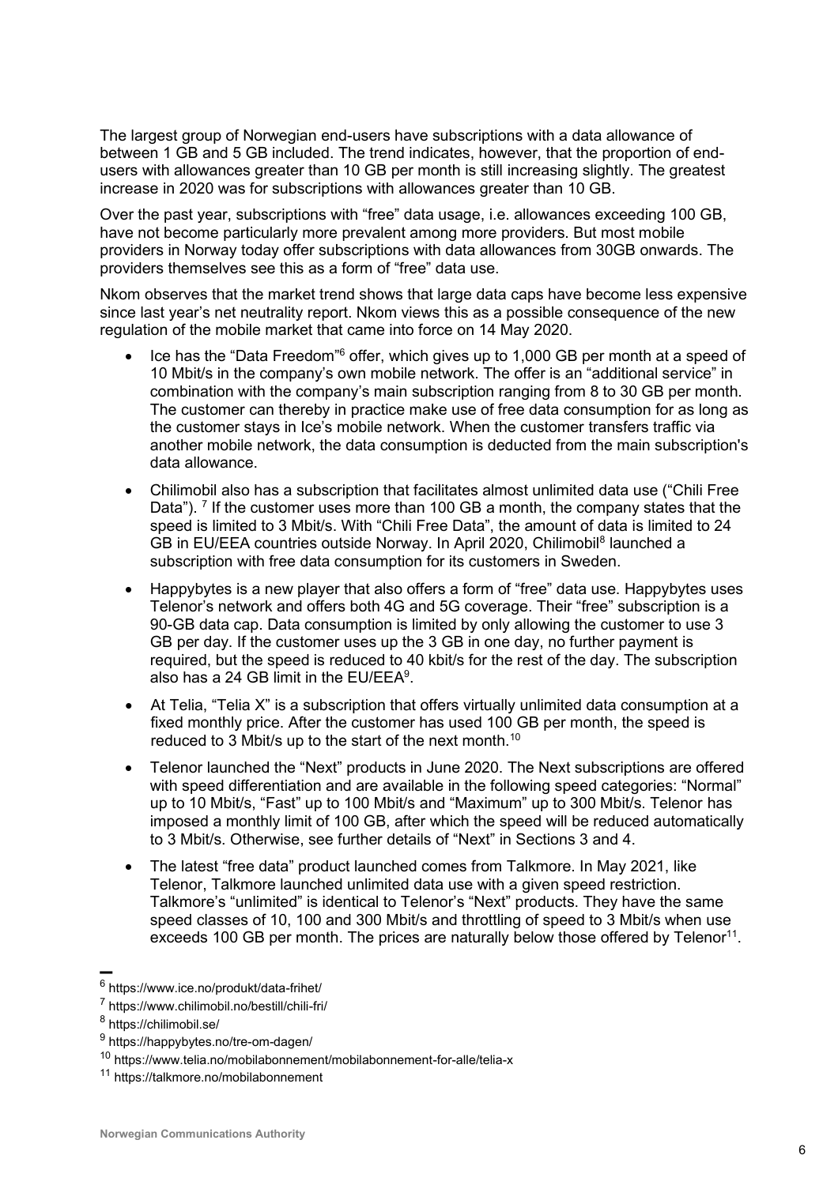The largest group of Norwegian end-users have subscriptions with a data allowance of between 1 GB and 5 GB included. The trend indicates, however, that the proportion of end-users with allowances greater than 10 GB per month is still increasing slightly. The greatest increase in 2020 was for subscriptions with allowances greater than 10 GB.

Over the past year, subscriptions with "free" data usage, i.e. allowances exceeding 100 GB, have not become particularly more prevalent among more providers. But most mobile providers in Norway today offer subscriptions with data allowances from 30GB onwards. The providers themselves see this as a form of "free" data use.

Nkom observes that the market trend shows that large data caps have become less expensive since last year's net neutrality report. Nkom views this as a possible consequence of the new regulation of the mobile market that came into force on 14 May 2020.

- Ice has the "Data Freedom"[6] offer, which gives up to 1,000 GB per month at a speed of 10 Mbit/s in the company's own mobile network. The offer is an "additional service" in combination with the company's main subscription ranging from 8 to 30 GB per month. The customer can thereby in practice make use of free data consumption for as long as the customer stays in Ice's mobile network. When the customer transfers traffic via another mobile network, the data consumption is deducted from the main subscription's data allowance.
- Chilimobil also has a subscription that facilitates almost unlimited data use ("Chili Free Data"). [7] If the customer uses more than 100 GB a month, the company states that the speed is limited to 3 Mbit/s. With "Chili Free Data", the amount of data is limited to 24 GB in EU/EEA countries outside Norway. In April 2020, Chilimobil[8] launched a subscription with free data consumption for its customers in Sweden.
- Happybytes is a new player that also offers a form of "free" data use. Happybytes uses Telenor's network and offers both 4G and 5G coverage. Their "free" subscription is a 90-GB data cap. Data consumption is limited by only allowing the customer to use 3 GB per day. If the customer uses up the 3 GB in one day, no further payment is required, but the speed is reduced to 40 kbit/s for the rest of the day. The subscription also has a 24 GB limit in the EU/EEA[9].
- At Telia, "Telia X" is a subscription that offers virtually unlimited data consumption at a fixed monthly price. After the customer has used 100 GB per month, the speed is reduced to 3 Mbit/s up to the start of the next month.[10]
- Telenor launched the "Next" products in June 2020. The Next subscriptions are offered with speed differentiation and are available in the following speed categories: "Normal" up to 10 Mbit/s, "Fast" up to 100 Mbit/s and "Maximum" up to 300 Mbit/s. Telenor has imposed a monthly limit of 100 GB, after which the speed will be reduced automatically to 3 Mbit/s. Otherwise, see further details of "Next" in Sections 3 and 4.
- The latest "free data" product launched comes from Talkmore. In May 2021, like Telenor, Talkmore launched unlimited data use with a given speed restriction. Talkmore's "unlimited" is identical to Telenor's "Next" products. They have the same speed classes of 10, 100 and 300 Mbit/s and throttling of speed to 3 Mbit/s when use exceeds 100 GB per month. The prices are naturally below those offered by Telenor[11].

---

[6] https://www.ice.no/produkt/data-frihet/

[7] https://www.chilimobil.no/bestill/chili-fri/

[8] https://chilimobil.se/

[9] https://happybytes.no/tre-om-dagen/

[10] https://www.telia.no/mobilabonnement/mobilabonnement-for-alle/telia-x

[11] https://talkmore.no/mobilabonnement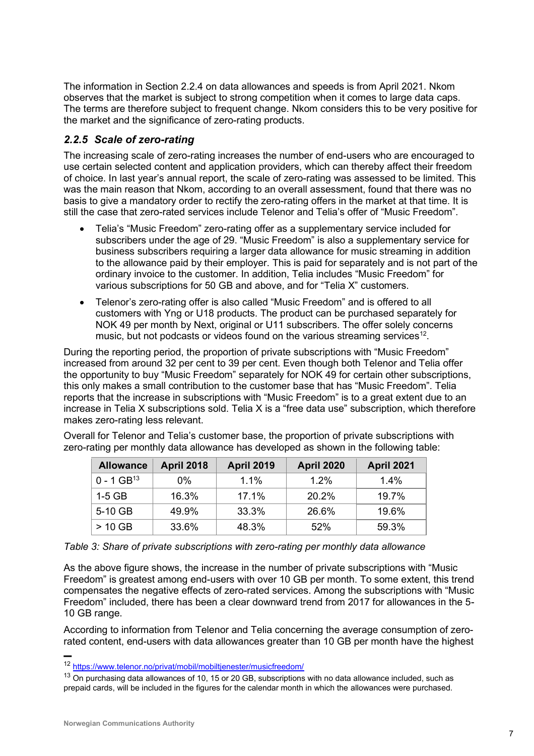The information in Section 2.2.4 on data allowances and speeds is from April 2021. Nkom observes that the market is subject to strong competition when it comes to large data caps. The terms are therefore subject to frequent change. Nkom considers this to be very positive for the market and the significance of zero-rating products.

### 2.2.5 Scale of zero-rating

The increasing scale of zero-rating increases the number of end-users who are encouraged to use certain selected content and application providers, which can thereby affect their freedom of choice. In last year's annual report, the scale of zero-rating was assessed to be limited. This was the main reason that Nkom, according to an overall assessment, found that there was no basis to give a mandatory order to rectify the zero-rating offers in the market at that time. It is still the case that zero-rated services include Telenor and Telia's offer of "Music Freedom".

- Telia's "Music Freedom" zero-rating offer as a supplementary service included for subscribers under the age of 29. "Music Freedom" is also a supplementary service for business subscribers requiring a larger data allowance for music streaming in addition to the allowance paid by their employer. This is paid for separately and is not part of the ordinary invoice to the customer. In addition, Telia includes "Music Freedom" for various subscriptions for 50 GB and above, and for "Telia X" customers.
- Telenor's zero-rating offer is also called "Music Freedom" and is offered to all customers with Yng or U18 products. The product can be purchased separately for NOK 49 per month by Next, original or U11 subscribers. The offer solely concerns music, but not podcasts or videos found on the various streaming services[12].

During the reporting period, the proportion of private subscriptions with "Music Freedom" increased from around 32 per cent to 39 per cent. Even though both Telenor and Telia offer the opportunity to buy "Music Freedom" separately for NOK 49 for certain other subscriptions, this only makes a small contribution to the customer base that has "Music Freedom". Telia reports that the increase in subscriptions with "Music Freedom" is to a great extent due to an increase in Telia X subscriptions sold. Telia X is a "free data use" subscription, which therefore makes zero-rating less relevant.

Overall for Telenor and Telia's customer base, the proportion of private subscriptions with zero-rating per monthly data allowance has developed as shown in the following table:

| Allowance | April 2018 | April 2019 | April 2020 | April 2021 |
|---|---|---|---|---|
| 0 - 1 GB[13] | 0% | 1.1% | 1.2% | 1.4% |
| 1-5 GB | 16.3% | 17.1% | 20.2% | 19.7% |
| 5-10 GB | 49.9% | 33.3% | 26.6% | 19.6% |
| > 10 GB | 33.6% | 48.3% | 52% | 59.3% |

*Table 3: Share of private subscriptions with zero-rating per monthly data allowance*

As the above figure shows, the increase in the number of private subscriptions with "Music Freedom" is greatest among end-users with over 10 GB per month. To some extent, this trend compensates the negative effects of zero-rated services. Among the subscriptions with "Music Freedom" included, there has been a clear downward trend from 2017 for allowances in the 5-10 GB range.

According to information from Telenor and Telia concerning the average consumption of zero-rated content, end-users with data allowances greater than 10 GB per month have the highest

[12] https://www.telenor.no/privat/mobil/mobiltjenester/musicfreedom/

[13] On purchasing data allowances of 10, 15 or 20 GB, subscriptions with no data allowance included, such as prepaid cards, will be included in the figures for the calendar month in which the allowances were purchased.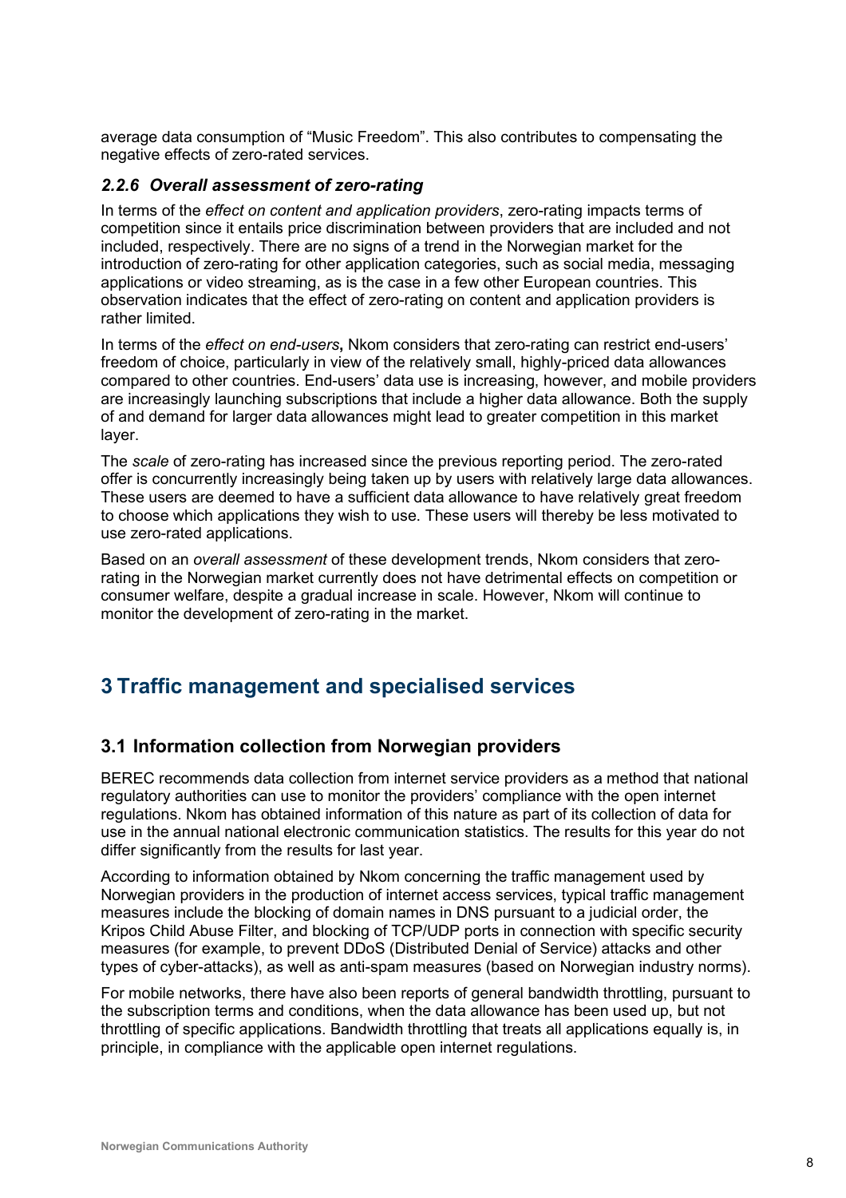average data consumption of "Music Freedom". This also contributes to compensating the negative effects of zero-rated services.

### *2.2.6 Overall assessment of zero-rating*

In terms of the *effect on content and application providers*, zero-rating impacts terms of competition since it entails price discrimination between providers that are included and not included, respectively. There are no signs of a trend in the Norwegian market for the introduction of zero-rating for other application categories, such as social media, messaging applications or video streaming, as is the case in a few other European countries. This observation indicates that the effect of zero-rating on content and application providers is rather limited.

In terms of the *effect on end-users***,** Nkom considers that zero-rating can restrict end-users' freedom of choice, particularly in view of the relatively small, highly-priced data allowances compared to other countries. End-users' data use is increasing, however, and mobile providers are increasingly launching subscriptions that include a higher data allowance. Both the supply of and demand for larger data allowances might lead to greater competition in this market layer.

The *scale* of zero-rating has increased since the previous reporting period. The zero-rated offer is concurrently increasingly being taken up by users with relatively large data allowances. These users are deemed to have a sufficient data allowance to have relatively great freedom to choose which applications they wish to use. These users will thereby be less motivated to use zero-rated applications.

Based on an *overall assessment* of these development trends, Nkom considers that zero-rating in the Norwegian market currently does not have detrimental effects on competition or consumer welfare, despite a gradual increase in scale. However, Nkom will continue to monitor the development of zero-rating in the market.

# 3 Traffic management and specialised services

## 3.1 Information collection from Norwegian providers

BEREC recommends data collection from internet service providers as a method that national regulatory authorities can use to monitor the providers' compliance with the open internet regulations. Nkom has obtained information of this nature as part of its collection of data for use in the annual national electronic communication statistics. The results for this year do not differ significantly from the results for last year.

According to information obtained by Nkom concerning the traffic management used by Norwegian providers in the production of internet access services, typical traffic management measures include the blocking of domain names in DNS pursuant to a judicial order, the Kripos Child Abuse Filter, and blocking of TCP/UDP ports in connection with specific security measures (for example, to prevent DDoS (Distributed Denial of Service) attacks and other types of cyber-attacks), as well as anti-spam measures (based on Norwegian industry norms).

For mobile networks, there have also been reports of general bandwidth throttling, pursuant to the subscription terms and conditions, when the data allowance has been used up, but not throttling of specific applications. Bandwidth throttling that treats all applications equally is, in principle, in compliance with the applicable open internet regulations.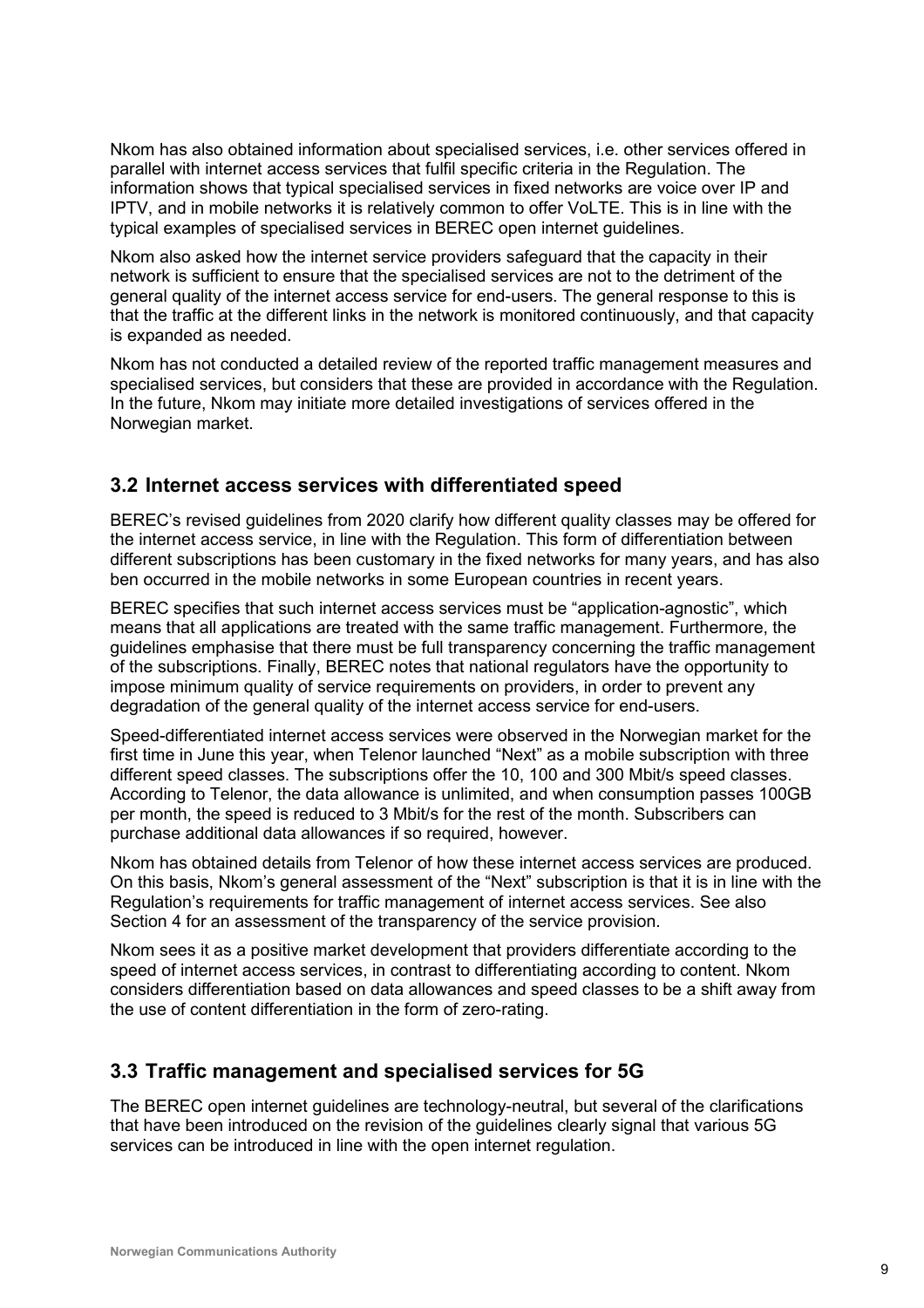Nkom has also obtained information about specialised services, i.e. other services offered in parallel with internet access services that fulfil specific criteria in the Regulation. The information shows that typical specialised services in fixed networks are voice over IP and IPTV, and in mobile networks it is relatively common to offer VoLTE. This is in line with the typical examples of specialised services in BEREC open internet guidelines.

Nkom also asked how the internet service providers safeguard that the capacity in their network is sufficient to ensure that the specialised services are not to the detriment of the general quality of the internet access service for end-users. The general response to this is that the traffic at the different links in the network is monitored continuously, and that capacity is expanded as needed.

Nkom has not conducted a detailed review of the reported traffic management measures and specialised services, but considers that these are provided in accordance with the Regulation. In the future, Nkom may initiate more detailed investigations of services offered in the Norwegian market.

## 3.2 Internet access services with differentiated speed

BEREC's revised guidelines from 2020 clarify how different quality classes may be offered for the internet access service, in line with the Regulation. This form of differentiation between different subscriptions has been customary in the fixed networks for many years, and has also ben occurred in the mobile networks in some European countries in recent years.

BEREC specifies that such internet access services must be "application-agnostic", which means that all applications are treated with the same traffic management. Furthermore, the guidelines emphasise that there must be full transparency concerning the traffic management of the subscriptions. Finally, BEREC notes that national regulators have the opportunity to impose minimum quality of service requirements on providers, in order to prevent any degradation of the general quality of the internet access service for end-users.

Speed-differentiated internet access services were observed in the Norwegian market for the first time in June this year, when Telenor launched "Next" as a mobile subscription with three different speed classes. The subscriptions offer the 10, 100 and 300 Mbit/s speed classes. According to Telenor, the data allowance is unlimited, and when consumption passes 100GB per month, the speed is reduced to 3 Mbit/s for the rest of the month. Subscribers can purchase additional data allowances if so required, however.

Nkom has obtained details from Telenor of how these internet access services are produced. On this basis, Nkom's general assessment of the "Next" subscription is that it is in line with the Regulation's requirements for traffic management of internet access services. See also Section 4 for an assessment of the transparency of the service provision.

Nkom sees it as a positive market development that providers differentiate according to the speed of internet access services, in contrast to differentiating according to content. Nkom considers differentiation based on data allowances and speed classes to be a shift away from the use of content differentiation in the form of zero-rating.

## 3.3 Traffic management and specialised services for 5G

The BEREC open internet guidelines are technology-neutral, but several of the clarifications that have been introduced on the revision of the guidelines clearly signal that various 5G services can be introduced in line with the open internet regulation.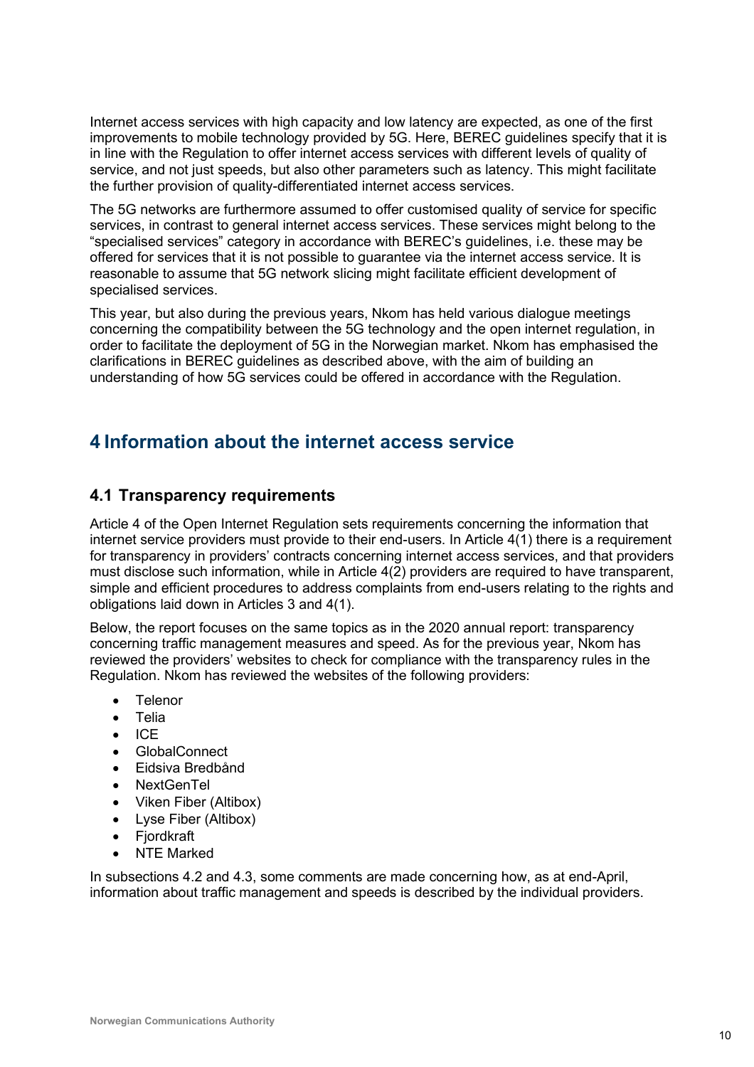Internet access services with high capacity and low latency are expected, as one of the first improvements to mobile technology provided by 5G. Here, BEREC guidelines specify that it is in line with the Regulation to offer internet access services with different levels of quality of service, and not just speeds, but also other parameters such as latency. This might facilitate the further provision of quality-differentiated internet access services.

The 5G networks are furthermore assumed to offer customised quality of service for specific services, in contrast to general internet access services. These services might belong to the "specialised services" category in accordance with BEREC's guidelines, i.e. these may be offered for services that it is not possible to guarantee via the internet access service. It is reasonable to assume that 5G network slicing might facilitate efficient development of specialised services.

This year, but also during the previous years, Nkom has held various dialogue meetings concerning the compatibility between the 5G technology and the open internet regulation, in order to facilitate the deployment of 5G in the Norwegian market. Nkom has emphasised the clarifications in BEREC guidelines as described above, with the aim of building an understanding of how 5G services could be offered in accordance with the Regulation.

# 4 Information about the internet access service

## 4.1 Transparency requirements

Article 4 of the Open Internet Regulation sets requirements concerning the information that internet service providers must provide to their end-users. In Article 4(1) there is a requirement for transparency in providers' contracts concerning internet access services, and that providers must disclose such information, while in Article 4(2) providers are required to have transparent, simple and efficient procedures to address complaints from end-users relating to the rights and obligations laid down in Articles 3 and 4(1).

Below, the report focuses on the same topics as in the 2020 annual report: transparency concerning traffic management measures and speed. As for the previous year, Nkom has reviewed the providers' websites to check for compliance with the transparency rules in the Regulation. Nkom has reviewed the websites of the following providers:

- Telenor
- Telia
- ICE
- GlobalConnect
- Eidsiva Bredbånd
- NextGenTel
- Viken Fiber (Altibox)
- Lyse Fiber (Altibox)
- Fjordkraft
- NTE Marked

In subsections 4.2 and 4.3, some comments are made concerning how, as at end-April, information about traffic management and speeds is described by the individual providers.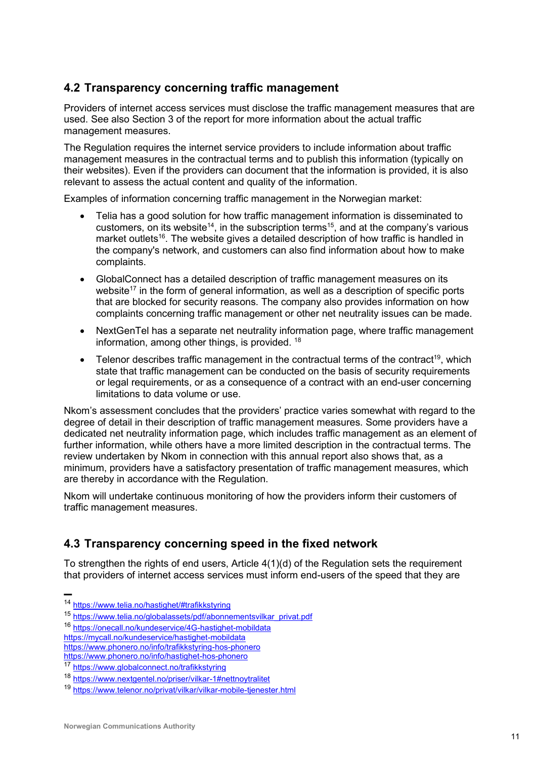## 4.2 Transparency concerning traffic management

Providers of internet access services must disclose the traffic management measures that are used. See also Section 3 of the report for more information about the actual traffic management measures.

The Regulation requires the internet service providers to include information about traffic management measures in the contractual terms and to publish this information (typically on their websites). Even if the providers can document that the information is provided, it is also relevant to assess the actual content and quality of the information.

Examples of information concerning traffic management in the Norwegian market:

- Telia has a good solution for how traffic management information is disseminated to customers, on its website[14], in the subscription terms[15], and at the company's various market outlets[16]. The website gives a detailed description of how traffic is handled in the company's network, and customers can also find information about how to make complaints.
- GlobalConnect has a detailed description of traffic management measures on its website[17] in the form of general information, as well as a description of specific ports that are blocked for security reasons. The company also provides information on how complaints concerning traffic management or other net neutrality issues can be made.
- NextGenTel has a separate net neutrality information page, where traffic management information, among other things, is provided. [18]
- Telenor describes traffic management in the contractual terms of the contract[19], which state that traffic management can be conducted on the basis of security requirements or legal requirements, or as a consequence of a contract with an end-user concerning limitations to data volume or use.

Nkom's assessment concludes that the providers' practice varies somewhat with regard to the degree of detail in their description of traffic management measures. Some providers have a dedicated net neutrality information page, which includes traffic management as an element of further information, while others have a more limited description in the contractual terms. The review undertaken by Nkom in connection with this annual report also shows that, as a minimum, providers have a satisfactory presentation of traffic management measures, which are thereby in accordance with the Regulation.

Nkom will undertake continuous monitoring of how the providers inform their customers of traffic management measures.

## 4.3 Transparency concerning speed in the fixed network

To strengthen the rights of end users, Article 4(1)(d) of the Regulation sets the requirement that providers of internet access services must inform end-users of the speed that they are

---

[14] https://www.telia.no/hastighet/#trafikkstyring

[15] https://www.telia.no/globalassets/pdf/abonnementsvilkar_privat.pdf

[16] https://onecall.no/kundeservice/4G-hastighet-mobildata
https://mycall.no/kundeservice/hastighet-mobildata
https://www.phonero.no/info/trafikkstyring-hos-phonero
https://www.phonero.no/info/hastighet-hos-phonero

[17] https://www.globalconnect.no/trafikkstyring

[18] https://www.nextgentel.no/priser/vilkar-1#nettnoytralitet

[19] https://www.telenor.no/privat/vilkar/vilkar-mobile-tjenester.html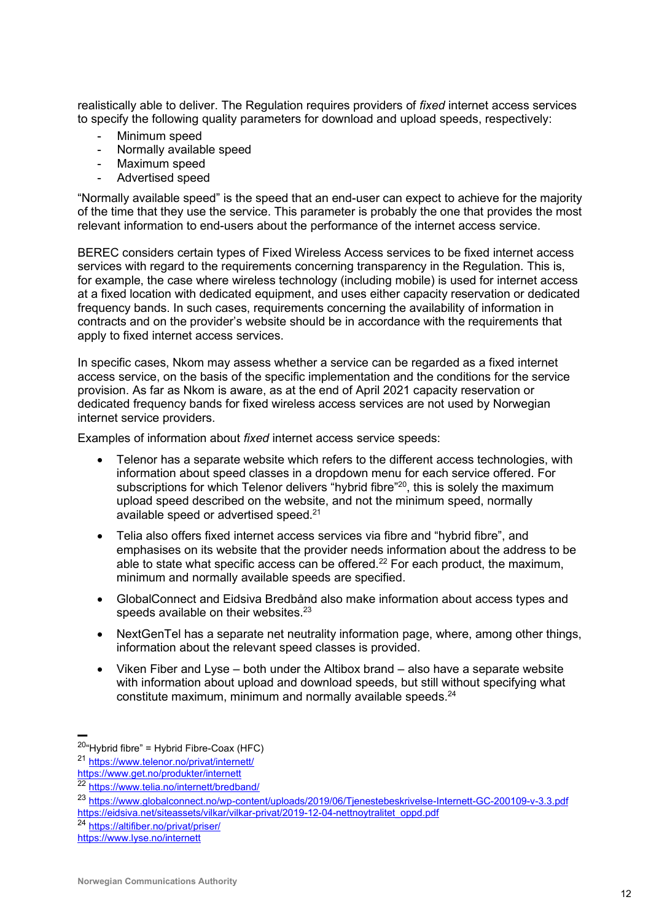realistically able to deliver. The Regulation requires providers of *fixed* internet access services to specify the following quality parameters for download and upload speeds, respectively:

- Minimum speed
- Normally available speed
- Maximum speed
- Advertised speed

"Normally available speed" is the speed that an end-user can expect to achieve for the majority of the time that they use the service. This parameter is probably the one that provides the most relevant information to end-users about the performance of the internet access service.

BEREC considers certain types of Fixed Wireless Access services to be fixed internet access services with regard to the requirements concerning transparency in the Regulation. This is, for example, the case where wireless technology (including mobile) is used for internet access at a fixed location with dedicated equipment, and uses either capacity reservation or dedicated frequency bands. In such cases, requirements concerning the availability of information in contracts and on the provider's website should be in accordance with the requirements that apply to fixed internet access services.

In specific cases, Nkom may assess whether a service can be regarded as a fixed internet access service, on the basis of the specific implementation and the conditions for the service provision. As far as Nkom is aware, as at the end of April 2021 capacity reservation or dedicated frequency bands for fixed wireless access services are not used by Norwegian internet service providers.

Examples of information about *fixed* internet access service speeds:

- Telenor has a separate website which refers to the different access technologies, with information about speed classes in a dropdown menu for each service offered. For subscriptions for which Telenor delivers "hybrid fibre"[20], this is solely the maximum upload speed described on the website, and not the minimum speed, normally available speed or advertised speed.[21]

- Telia also offers fixed internet access services via fibre and "hybrid fibre", and emphasises on its website that the provider needs information about the address to be able to state what specific access can be offered.[22] For each product, the maximum, minimum and normally available speeds are specified.

- GlobalConnect and Eidsiva Bredbånd also make information about access types and speeds available on their websites.[23]

- NextGenTel has a separate net neutrality information page, where, among other things, information about the relevant speed classes is provided.

- Viken Fiber and Lyse – both under the Altibox brand – also have a separate website with information about upload and download speeds, but still without specifying what constitute maximum, minimum and normally available speeds.[24]

---

[20] "Hybrid fibre" = Hybrid Fibre-Coax (HFC)

[21] https://www.telenor.no/privat/internett/
https://www.get.no/produkter/internett

[22] https://www.telia.no/internett/bredband/

[23] https://www.globalconnect.no/wp-content/uploads/2019/06/Tjenestebeskrivelse-Internett-GC-200109-v-3.3.pdf
https://eidsiva.net/siteassets/vilkar/vilkar-privat/2019-12-04-nettnoytralitet_oppd.pdf

[24] https://altifiber.no/privat/priser/
https://www.lyse.no/internett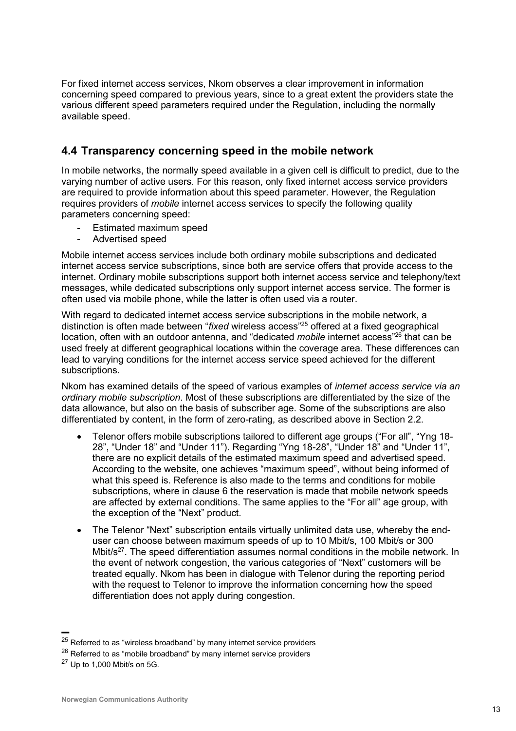For fixed internet access services, Nkom observes a clear improvement in information concerning speed compared to previous years, since to a great extent the providers state the various different speed parameters required under the Regulation, including the normally available speed.

## 4.4 Transparency concerning speed in the mobile network

In mobile networks, the normally speed available in a given cell is difficult to predict, due to the varying number of active users. For this reason, only fixed internet access service providers are required to provide information about this speed parameter. However, the Regulation requires providers of *mobile* internet access services to specify the following quality parameters concerning speed:

- Estimated maximum speed
- Advertised speed

Mobile internet access services include both ordinary mobile subscriptions and dedicated internet access service subscriptions, since both are service offers that provide access to the internet. Ordinary mobile subscriptions support both internet access service and telephony/text messages, while dedicated subscriptions only support internet access service. The former is often used via mobile phone, while the latter is often used via a router.

With regard to dedicated internet access service subscriptions in the mobile network, a distinction is often made between "*fixed* wireless access"[25] offered at a fixed geographical location, often with an outdoor antenna, and "dedicated *mobile* internet access"[26] that can be used freely at different geographical locations within the coverage area. These differences can lead to varying conditions for the internet access service speed achieved for the different subscriptions.

Nkom has examined details of the speed of various examples of *internet access service via an ordinary mobile subscription*. Most of these subscriptions are differentiated by the size of the data allowance, but also on the basis of subscriber age. Some of the subscriptions are also differentiated by content, in the form of zero-rating, as described above in Section 2.2.

- Telenor offers mobile subscriptions tailored to different age groups ("For all", "Yng 18-28", "Under 18" and "Under 11"). Regarding "Yng 18-28", "Under 18" and "Under 11", there are no explicit details of the estimated maximum speed and advertised speed. According to the website, one achieves "maximum speed", without being informed of what this speed is. Reference is also made to the terms and conditions for mobile subscriptions, where in clause 6 the reservation is made that mobile network speeds are affected by external conditions. The same applies to the "For all" age group, with the exception of the "Next" product.
- The Telenor "Next" subscription entails virtually unlimited data use, whereby the end-user can choose between maximum speeds of up to 10 Mbit/s, 100 Mbit/s or 300 Mbit/s[27]. The speed differentiation assumes normal conditions in the mobile network. In the event of network congestion, the various categories of "Next" customers will be treated equally. Nkom has been in dialogue with Telenor during the reporting period with the request to Telenor to improve the information concerning how the speed differentiation does not apply during congestion.

[25] Referred to as "wireless broadband" by many internet service providers

[26] Referred to as "mobile broadband" by many internet service providers

[27] Up to 1,000 Mbit/s on 5G.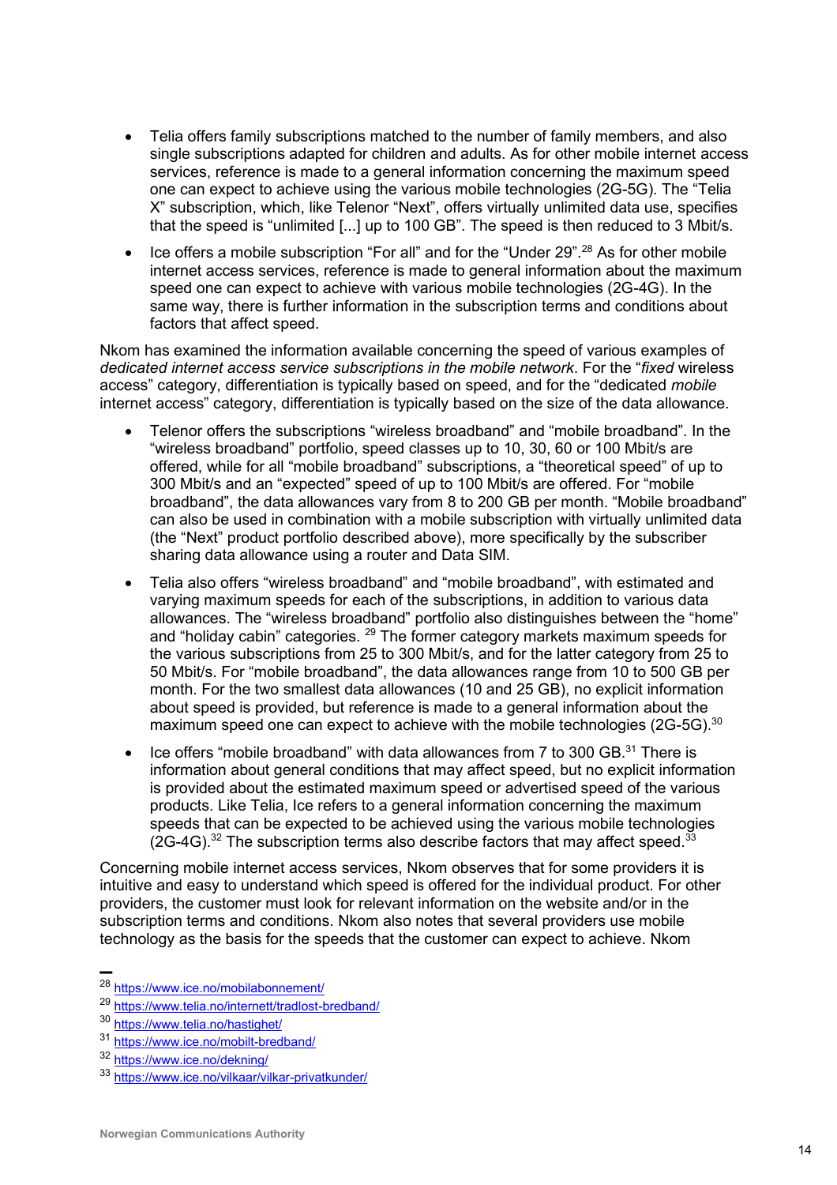- Telia offers family subscriptions matched to the number of family members, and also single subscriptions adapted for children and adults. As for other mobile internet access services, reference is made to a general information concerning the maximum speed one can expect to achieve using the various mobile technologies (2G-5G). The "Telia X" subscription, which, like Telenor "Next", offers virtually unlimited data use, specifies that the speed is "unlimited [...] up to 100 GB". The speed is then reduced to 3 Mbit/s.
- Ice offers a mobile subscription "For all" and for the "Under 29".[28] As for other mobile internet access services, reference is made to general information about the maximum speed one can expect to achieve with various mobile technologies (2G-4G). In the same way, there is further information in the subscription terms and conditions about factors that affect speed.

Nkom has examined the information available concerning the speed of various examples of *dedicated internet access service subscriptions in the mobile network*. For the "*fixed* wireless access" category, differentiation is typically based on speed, and for the "dedicated *mobile* internet access" category, differentiation is typically based on the size of the data allowance.

- Telenor offers the subscriptions "wireless broadband" and "mobile broadband". In the "wireless broadband" portfolio, speed classes up to 10, 30, 60 or 100 Mbit/s are offered, while for all "mobile broadband" subscriptions, a "theoretical speed" of up to 300 Mbit/s and an "expected" speed of up to 100 Mbit/s are offered. For "mobile broadband", the data allowances vary from 8 to 200 GB per month. "Mobile broadband" can also be used in combination with a mobile subscription with virtually unlimited data (the "Next" product portfolio described above), more specifically by the subscriber sharing data allowance using a router and Data SIM.
- Telia also offers "wireless broadband" and "mobile broadband", with estimated and varying maximum speeds for each of the subscriptions, in addition to various data allowances. The "wireless broadband" portfolio also distinguishes between the "home" and "holiday cabin" categories. [29] The former category markets maximum speeds for the various subscriptions from 25 to 300 Mbit/s, and for the latter category from 25 to 50 Mbit/s. For "mobile broadband", the data allowances range from 10 to 500 GB per month. For the two smallest data allowances (10 and 25 GB), no explicit information about speed is provided, but reference is made to a general information about the maximum speed one can expect to achieve with the mobile technologies (2G-5G).[30]
- Ice offers "mobile broadband" with data allowances from 7 to 300 GB.[31] There is information about general conditions that may affect speed, but no explicit information is provided about the estimated maximum speed or advertised speed of the various products. Like Telia, Ice refers to a general information concerning the maximum speeds that can be expected to be achieved using the various mobile technologies (2G-4G).[32] The subscription terms also describe factors that may affect speed.[33]

Concerning mobile internet access services, Nkom observes that for some providers it is intuitive and easy to understand which speed is offered for the individual product. For other providers, the customer must look for relevant information on the website and/or in the subscription terms and conditions. Nkom also notes that several providers use mobile technology as the basis for the speeds that the customer can expect to achieve. Nkom

---

[28] https://www.ice.no/mobilabonnement/

[29] https://www.telia.no/internett/tradlost-bredband/

[30] https://www.telia.no/hastighet/

[31] https://www.ice.no/mobilt-bredband/

[32] https://www.ice.no/dekning/

[33] https://www.ice.no/vilkaar/vilkar-privatkunder/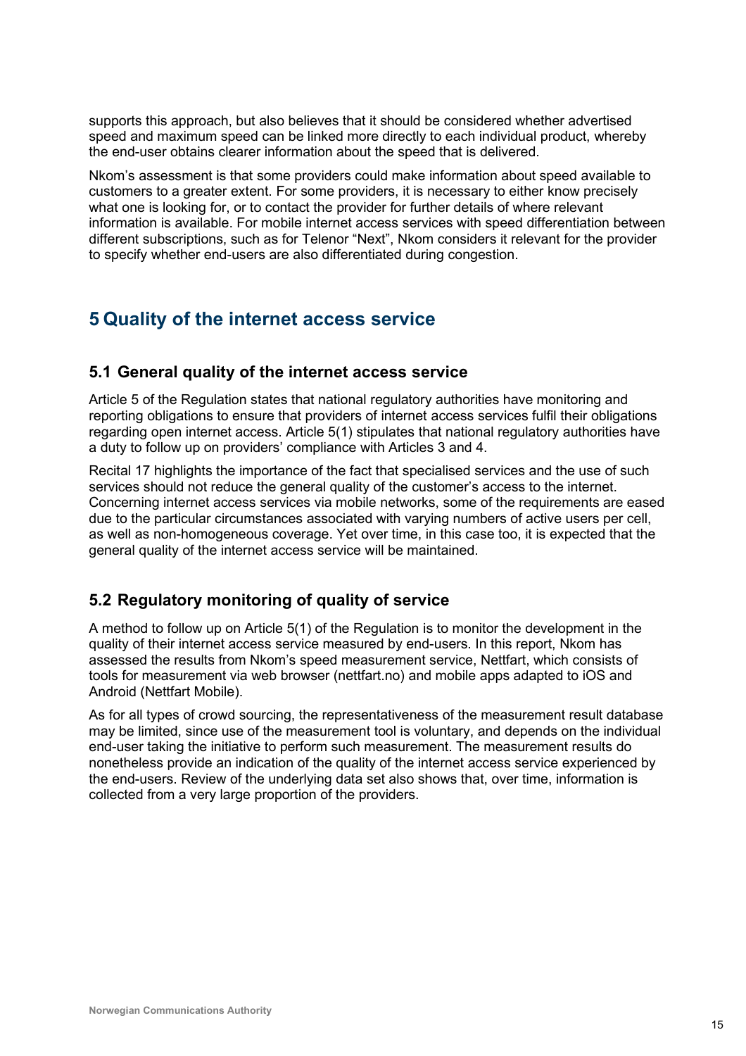supports this approach, but also believes that it should be considered whether advertised speed and maximum speed can be linked more directly to each individual product, whereby the end-user obtains clearer information about the speed that is delivered.

Nkom's assessment is that some providers could make information about speed available to customers to a greater extent. For some providers, it is necessary to either know precisely what one is looking for, or to contact the provider for further details of where relevant information is available. For mobile internet access services with speed differentiation between different subscriptions, such as for Telenor "Next", Nkom considers it relevant for the provider to specify whether end-users are also differentiated during congestion.

# 5 Quality of the internet access service

## 5.1 General quality of the internet access service

Article 5 of the Regulation states that national regulatory authorities have monitoring and reporting obligations to ensure that providers of internet access services fulfil their obligations regarding open internet access. Article 5(1) stipulates that national regulatory authorities have a duty to follow up on providers' compliance with Articles 3 and 4.

Recital 17 highlights the importance of the fact that specialised services and the use of such services should not reduce the general quality of the customer's access to the internet. Concerning internet access services via mobile networks, some of the requirements are eased due to the particular circumstances associated with varying numbers of active users per cell, as well as non-homogeneous coverage. Yet over time, in this case too, it is expected that the general quality of the internet access service will be maintained.

## 5.2 Regulatory monitoring of quality of service

A method to follow up on Article 5(1) of the Regulation is to monitor the development in the quality of their internet access service measured by end-users. In this report, Nkom has assessed the results from Nkom's speed measurement service, Nettfart, which consists of tools for measurement via web browser (nettfart.no) and mobile apps adapted to iOS and Android (Nettfart Mobile).

As for all types of crowd sourcing, the representativeness of the measurement result database may be limited, since use of the measurement tool is voluntary, and depends on the individual end-user taking the initiative to perform such measurement. The measurement results do nonetheless provide an indication of the quality of the internet access service experienced by the end-users. Review of the underlying data set also shows that, over time, information is collected from a very large proportion of the providers.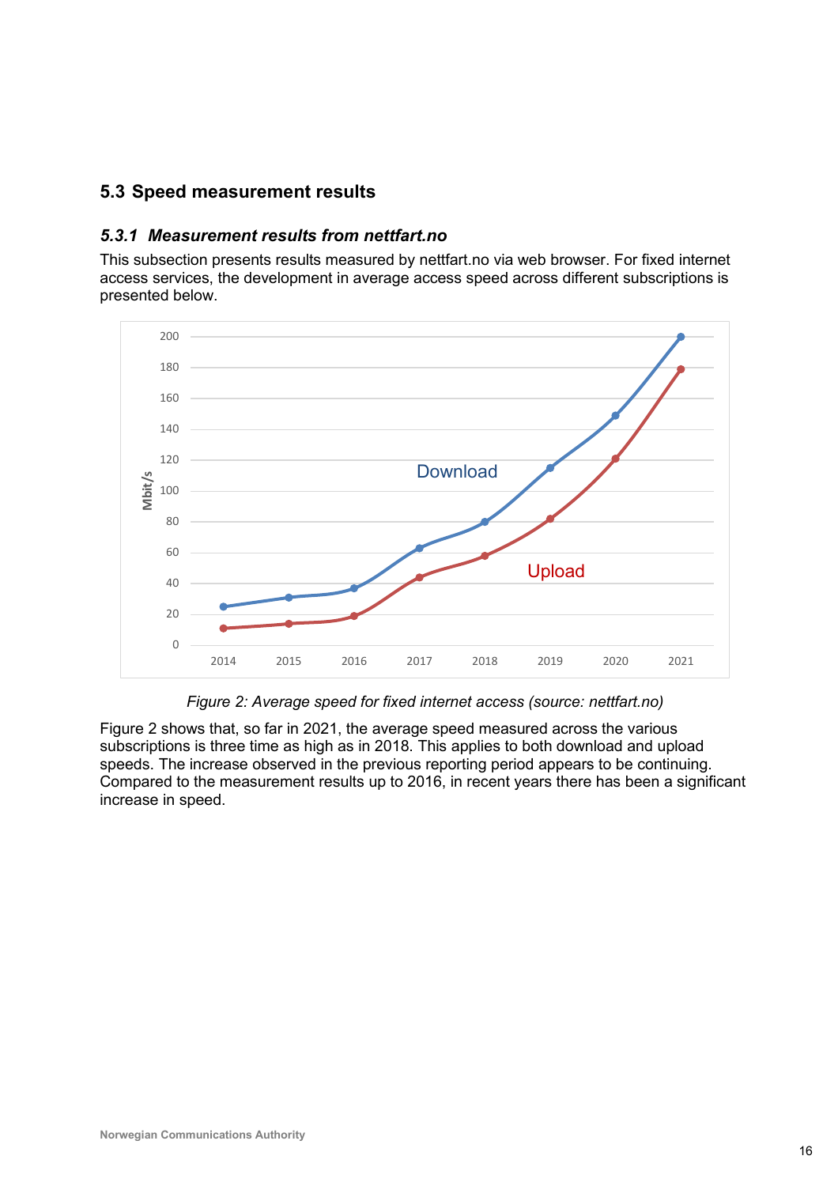## 5.3 Speed measurement results

### 5.3.1 Measurement results from nettfart.no

This subsection presents results measured by nettfart.no via web browser. For fixed internet access services, the development in average access speed across different subscriptions is presented below.

*Figure 2: Average speed for fixed internet access (source: nettfart.no)*

Figure 2 shows that, so far in 2021, the average speed measured across the various subscriptions is three time as high as in 2018. This applies to both download and upload speeds. The increase observed in the previous reporting period appears to be continuing. Compared to the measurement results up to 2016, in recent years there has been a significant increase in speed.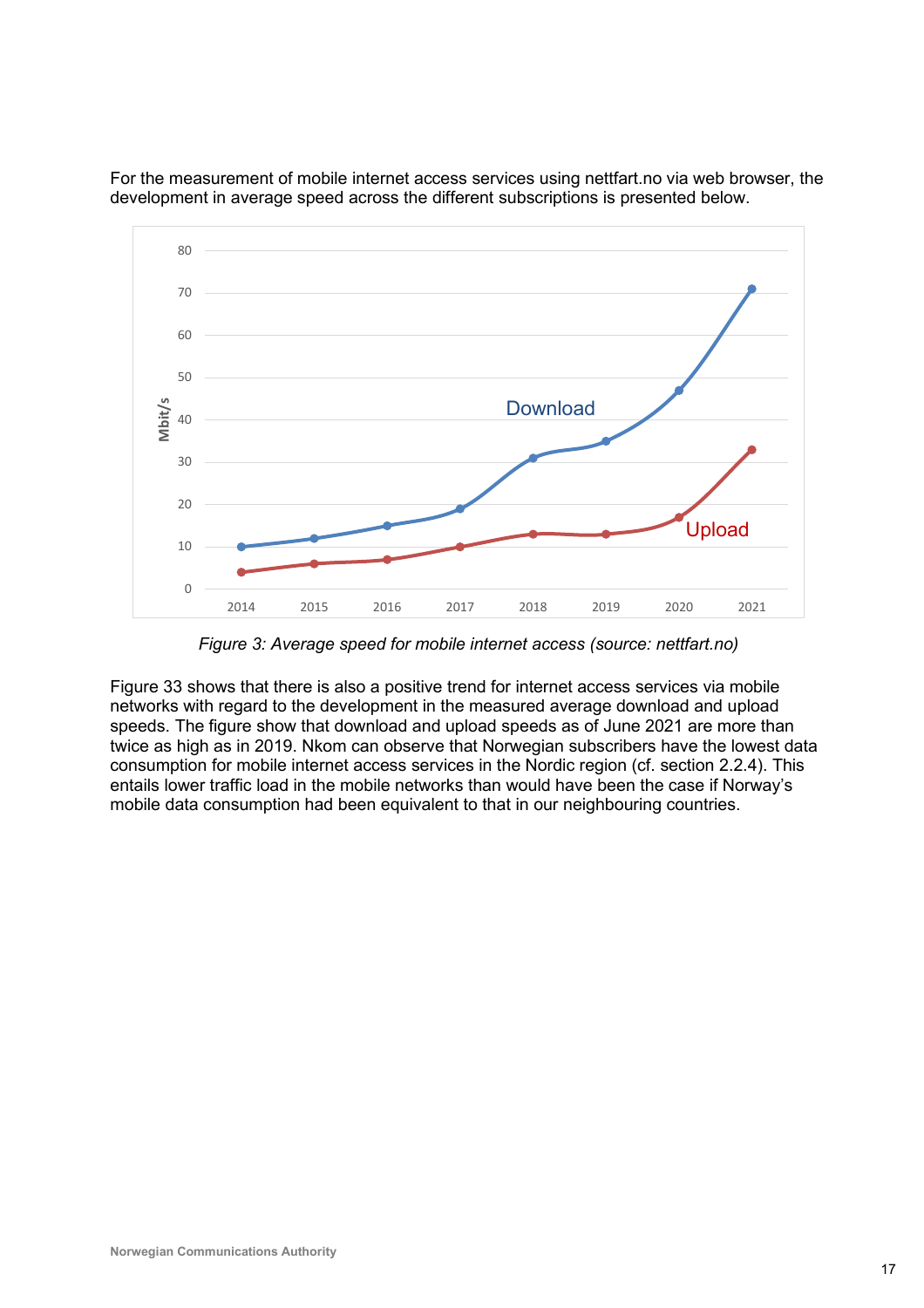For the measurement of mobile internet access services using nettfart.no via web browser, the development in average speed across the different subscriptions is presented below.

*Figure 3: Average speed for mobile internet access (source: nettfart.no)*

Figure 33 shows that there is also a positive trend for internet access services via mobile networks with regard to the development in the measured average download and upload speeds. The figure show that download and upload speeds as of June 2021 are more than twice as high as in 2019. Nkom can observe that Norwegian subscribers have the lowest data consumption for mobile internet access services in the Nordic region (cf. section 2.2.4). This entails lower traffic load in the mobile networks than would have been the case if Norway's mobile data consumption had been equivalent to that in our neighbouring countries.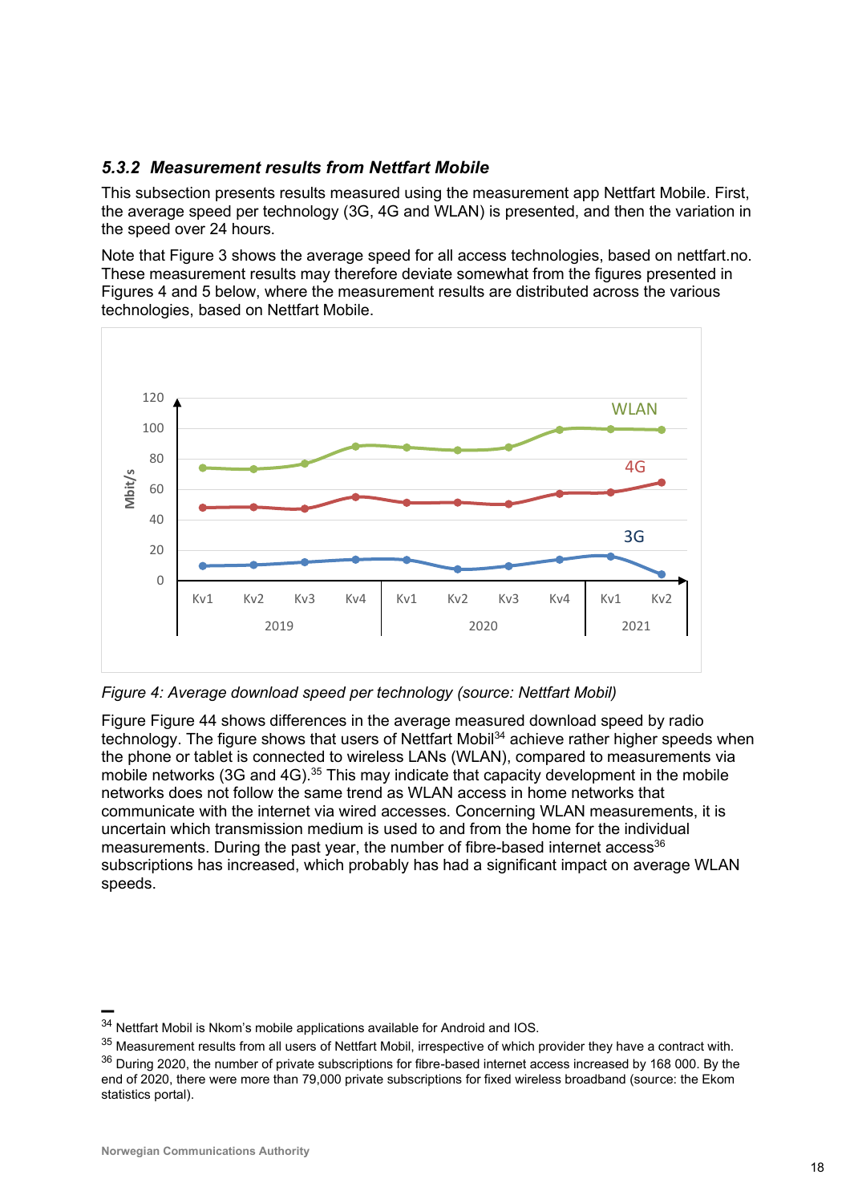### *5.3.2 Measurement results from Nettfart Mobile*

This subsection presents results measured using the measurement app Nettfart Mobile. First, the average speed per technology (3G, 4G and WLAN) is presented, and then the variation in the speed over 24 hours.

Note that Figure 3 shows the average speed for all access technologies, based on nettfart.no. These measurement results may therefore deviate somewhat from the figures presented in Figures 4 and 5 below, where the measurement results are distributed across the various technologies, based on Nettfart Mobile.

*Figure 4: Average download speed per technology (source: Nettfart Mobil)*

Figure Figure 44 shows differences in the average measured download speed by radio technology. The figure shows that users of Nettfart Mobil[34] achieve rather higher speeds when the phone or tablet is connected to wireless LANs (WLAN), compared to measurements via mobile networks (3G and 4G).[35] This may indicate that capacity development in the mobile networks does not follow the same trend as WLAN access in home networks that communicate with the internet via wired accesses. Concerning WLAN measurements, it is uncertain which transmission medium is used to and from the home for the individual measurements. During the past year, the number of fibre-based internet access[36] subscriptions has increased, which probably has had a significant impact on average WLAN speeds.

---

[34] Nettfart Mobil is Nkom's mobile applications available for Android and IOS.

[35] Measurement results from all users of Nettfart Mobil, irrespective of which provider they have a contract with.

[36] During 2020, the number of private subscriptions for fibre-based internet access increased by 168 000. By the end of 2020, there were more than 79,000 private subscriptions for fixed wireless broadband (source: the Ekom statistics portal).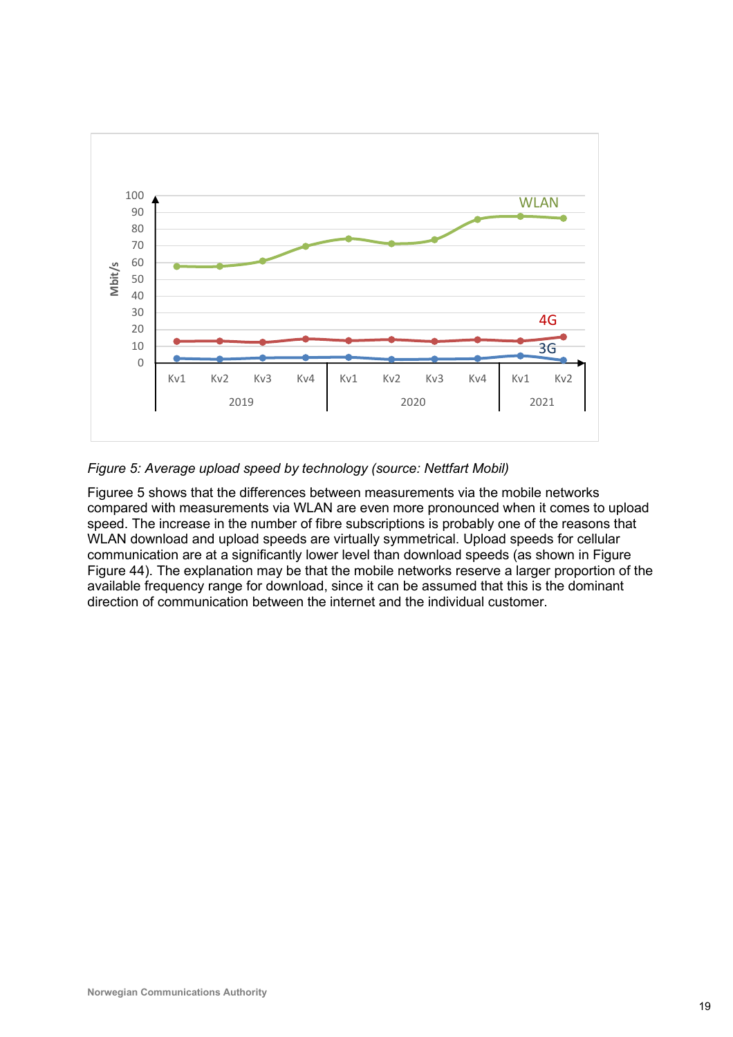*Figure 5: Average upload speed by technology (source: Nettfart Mobil)*

Figuree 5 shows that the differences between measurements via the mobile networks compared with measurements via WLAN are even more pronounced when it comes to upload speed. The increase in the number of fibre subscriptions is probably one of the reasons that WLAN download and upload speeds are virtually symmetrical. Upload speeds for cellular communication are at a significantly lower level than download speeds (as shown in Figure Figure 44). The explanation may be that the mobile networks reserve a larger proportion of the available frequency range for download, since it can be assumed that this is the dominant direction of communication between the internet and the individual customer.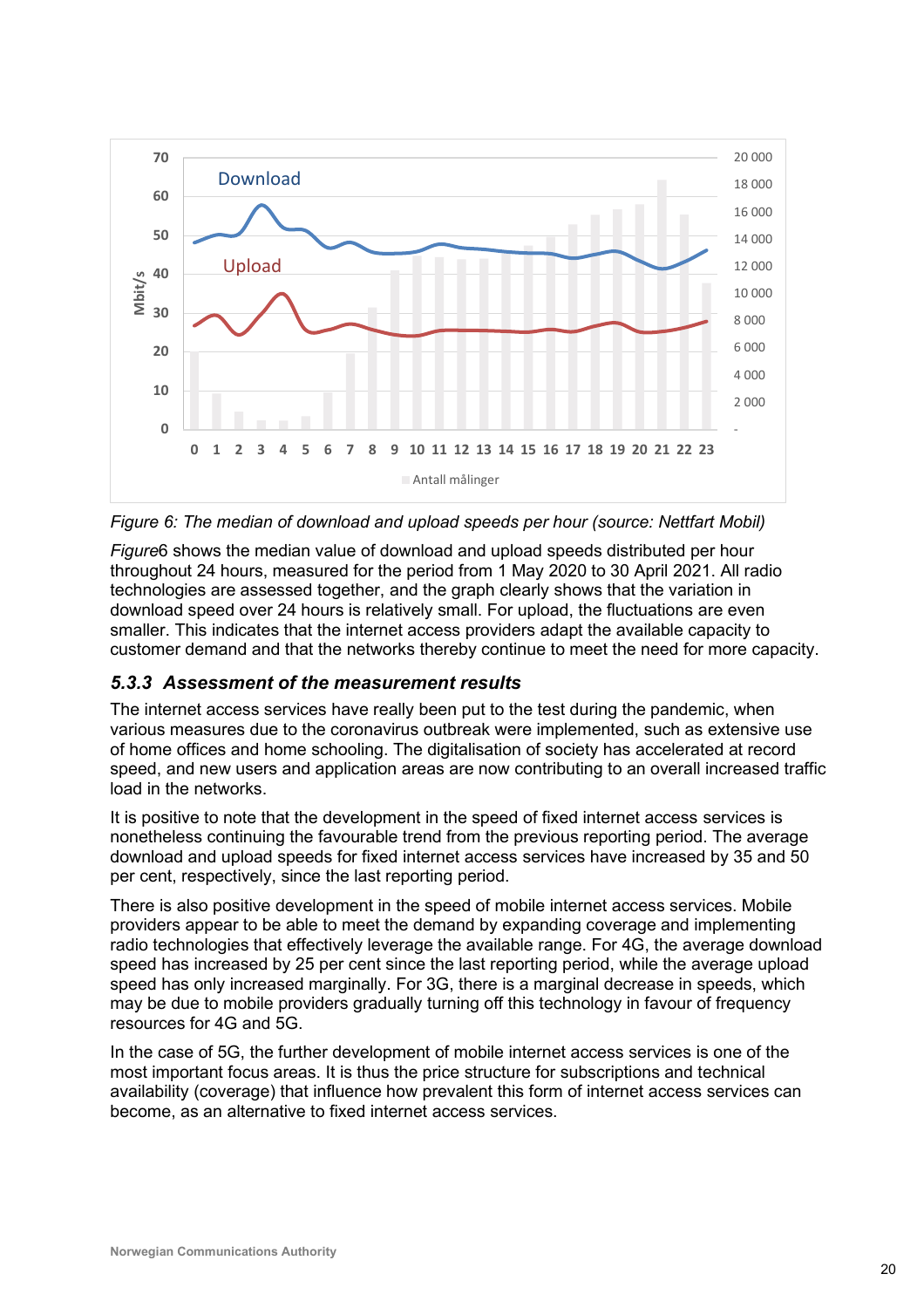Figure 6: The median of download and upload speeds per hour (source: Nettfart Mobil)

*Figure*6 shows the median value of download and upload speeds distributed per hour throughout 24 hours, measured for the period from 1 May 2020 to 30 April 2021. All radio technologies are assessed together, and the graph clearly shows that the variation in download speed over 24 hours is relatively small. For upload, the fluctuations are even smaller. This indicates that the internet access providers adapt the available capacity to customer demand and that the networks thereby continue to meet the need for more capacity.

### *5.3.3 Assessment of the measurement results*

The internet access services have really been put to the test during the pandemic, when various measures due to the coronavirus outbreak were implemented, such as extensive use of home offices and home schooling. The digitalisation of society has accelerated at record speed, and new users and application areas are now contributing to an overall increased traffic load in the networks.

It is positive to note that the development in the speed of fixed internet access services is nonetheless continuing the favourable trend from the previous reporting period. The average download and upload speeds for fixed internet access services have increased by 35 and 50 per cent, respectively, since the last reporting period.

There is also positive development in the speed of mobile internet access services. Mobile providers appear to be able to meet the demand by expanding coverage and implementing radio technologies that effectively leverage the available range. For 4G, the average download speed has increased by 25 per cent since the last reporting period, while the average upload speed has only increased marginally. For 3G, there is a marginal decrease in speeds, which may be due to mobile providers gradually turning off this technology in favour of frequency resources for 4G and 5G.

In the case of 5G, the further development of mobile internet access services is one of the most important focus areas. It is thus the price structure for subscriptions and technical availability (coverage) that influence how prevalent this form of internet access services can become, as an alternative to fixed internet access services.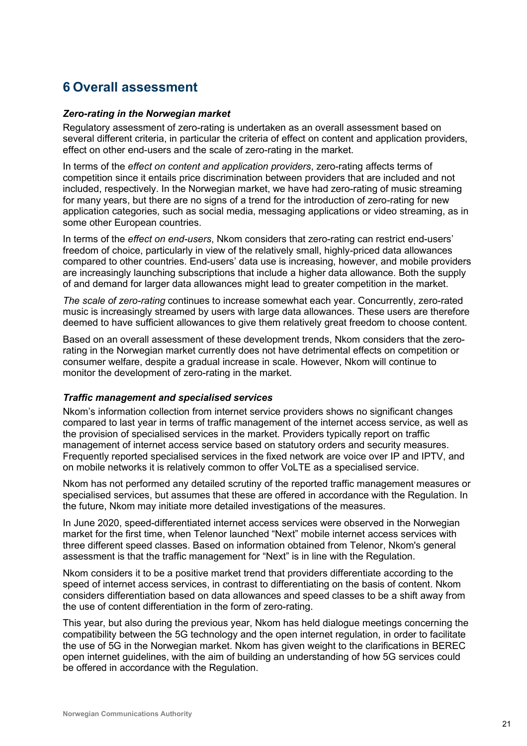# 6 Overall assessment

***Zero-rating in the Norwegian market***

Regulatory assessment of zero-rating is undertaken as an overall assessment based on several different criteria, in particular the criteria of effect on content and application providers, effect on other end-users and the scale of zero-rating in the market.

In terms of the *effect on content and application providers*, zero-rating affects terms of competition since it entails price discrimination between providers that are included and not included, respectively. In the Norwegian market, we have had zero-rating of music streaming for many years, but there are no signs of a trend for the introduction of zero-rating for new application categories, such as social media, messaging applications or video streaming, as in some other European countries.

In terms of the *effect on end-users*, Nkom considers that zero-rating can restrict end-users' freedom of choice, particularly in view of the relatively small, highly-priced data allowances compared to other countries. End-users' data use is increasing, however, and mobile providers are increasingly launching subscriptions that include a higher data allowance. Both the supply of and demand for larger data allowances might lead to greater competition in the market.

*The scale of zero-rating* continues to increase somewhat each year. Concurrently, zero-rated music is increasingly streamed by users with large data allowances. These users are therefore deemed to have sufficient allowances to give them relatively great freedom to choose content.

Based on an overall assessment of these development trends, Nkom considers that the zero-rating in the Norwegian market currently does not have detrimental effects on competition or consumer welfare, despite a gradual increase in scale. However, Nkom will continue to monitor the development of zero-rating in the market.

***Traffic management and specialised services***

Nkom's information collection from internet service providers shows no significant changes compared to last year in terms of traffic management of the internet access service, as well as the provision of specialised services in the market. Providers typically report on traffic management of internet access service based on statutory orders and security measures. Frequently reported specialised services in the fixed network are voice over IP and IPTV, and on mobile networks it is relatively common to offer VoLTE as a specialised service.

Nkom has not performed any detailed scrutiny of the reported traffic management measures or specialised services, but assumes that these are offered in accordance with the Regulation. In the future, Nkom may initiate more detailed investigations of the measures.

In June 2020, speed-differentiated internet access services were observed in the Norwegian market for the first time, when Telenor launched "Next" mobile internet access services with three different speed classes. Based on information obtained from Telenor, Nkom's general assessment is that the traffic management for "Next" is in line with the Regulation.

Nkom considers it to be a positive market trend that providers differentiate according to the speed of internet access services, in contrast to differentiating on the basis of content. Nkom considers differentiation based on data allowances and speed classes to be a shift away from the use of content differentiation in the form of zero-rating.

This year, but also during the previous year, Nkom has held dialogue meetings concerning the compatibility between the 5G technology and the open internet regulation, in order to facilitate the use of 5G in the Norwegian market. Nkom has given weight to the clarifications in BEREC open internet guidelines, with the aim of building an understanding of how 5G services could be offered in accordance with the Regulation.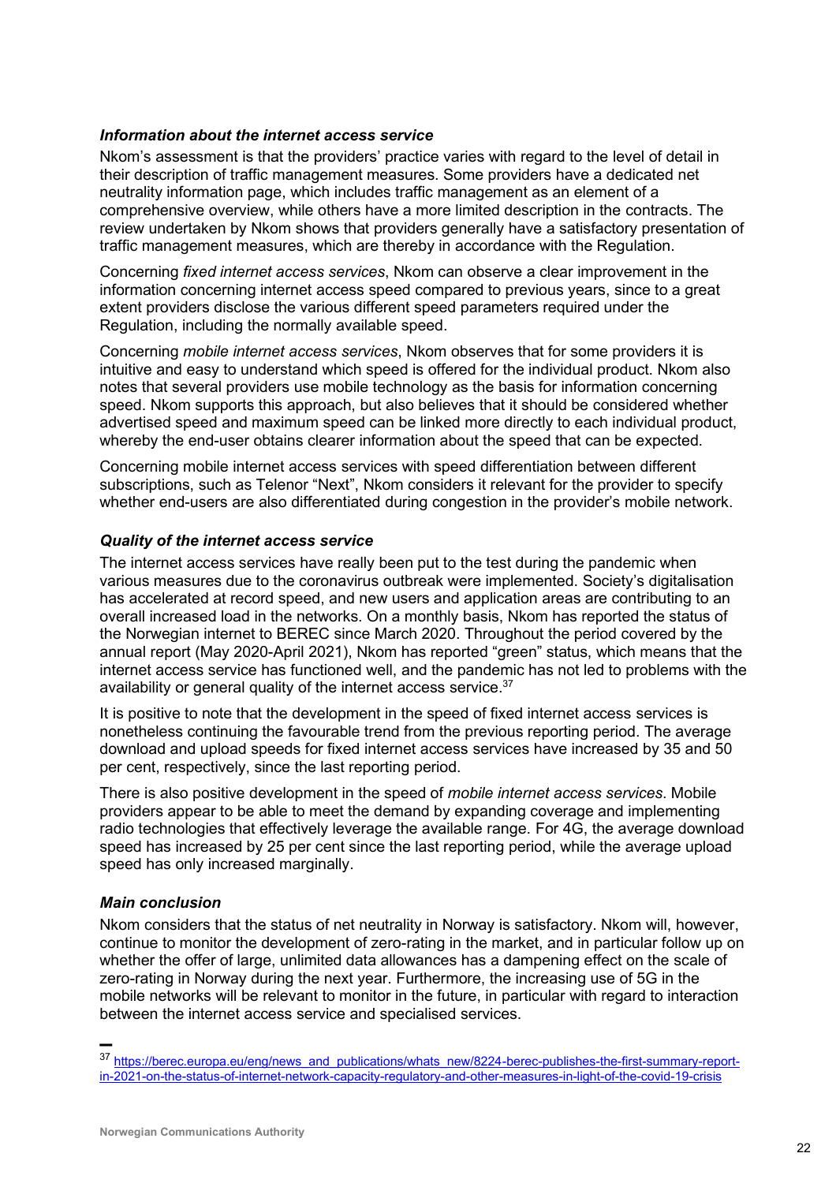### *Information about the internet access service*

Nkom's assessment is that the providers' practice varies with regard to the level of detail in their description of traffic management measures. Some providers have a dedicated net neutrality information page, which includes traffic management as an element of a comprehensive overview, while others have a more limited description in the contracts. The review undertaken by Nkom shows that providers generally have a satisfactory presentation of traffic management measures, which are thereby in accordance with the Regulation.

Concerning *fixed internet access services*, Nkom can observe a clear improvement in the information concerning internet access speed compared to previous years, since to a great extent providers disclose the various different speed parameters required under the Regulation, including the normally available speed.

Concerning *mobile internet access services*, Nkom observes that for some providers it is intuitive and easy to understand which speed is offered for the individual product. Nkom also notes that several providers use mobile technology as the basis for information concerning speed. Nkom supports this approach, but also believes that it should be considered whether advertised speed and maximum speed can be linked more directly to each individual product, whereby the end-user obtains clearer information about the speed that can be expected.

Concerning mobile internet access services with speed differentiation between different subscriptions, such as Telenor "Next", Nkom considers it relevant for the provider to specify whether end-users are also differentiated during congestion in the provider's mobile network.

### *Quality of the internet access service*

The internet access services have really been put to the test during the pandemic when various measures due to the coronavirus outbreak were implemented. Society's digitalisation has accelerated at record speed, and new users and application areas are contributing to an overall increased load in the networks. On a monthly basis, Nkom has reported the status of the Norwegian internet to BEREC since March 2020. Throughout the period covered by the annual report (May 2020-April 2021), Nkom has reported "green" status, which means that the internet access service has functioned well, and the pandemic has not led to problems with the availability or general quality of the internet access service.[37]

It is positive to note that the development in the speed of fixed internet access services is nonetheless continuing the favourable trend from the previous reporting period. The average download and upload speeds for fixed internet access services have increased by 35 and 50 per cent, respectively, since the last reporting period.

There is also positive development in the speed of *mobile internet access services*. Mobile providers appear to be able to meet the demand by expanding coverage and implementing radio technologies that effectively leverage the available range. For 4G, the average download speed has increased by 25 per cent since the last reporting period, while the average upload speed has only increased marginally.

### *Main conclusion*

Nkom considers that the status of net neutrality in Norway is satisfactory. Nkom will, however, continue to monitor the development of zero-rating in the market, and in particular follow up on whether the offer of large, unlimited data allowances has a dampening effect on the scale of zero-rating in Norway during the next year. Furthermore, the increasing use of 5G in the mobile networks will be relevant to monitor in the future, in particular with regard to interaction between the internet access service and specialised services.

---

[37] https://berec.europa.eu/eng/news_and_publications/whats_new/8224-berec-publishes-the-first-summary-report-in-2021-on-the-status-of-internet-network-capacity-regulatory-and-other-measures-in-light-of-the-covid-19-crisis